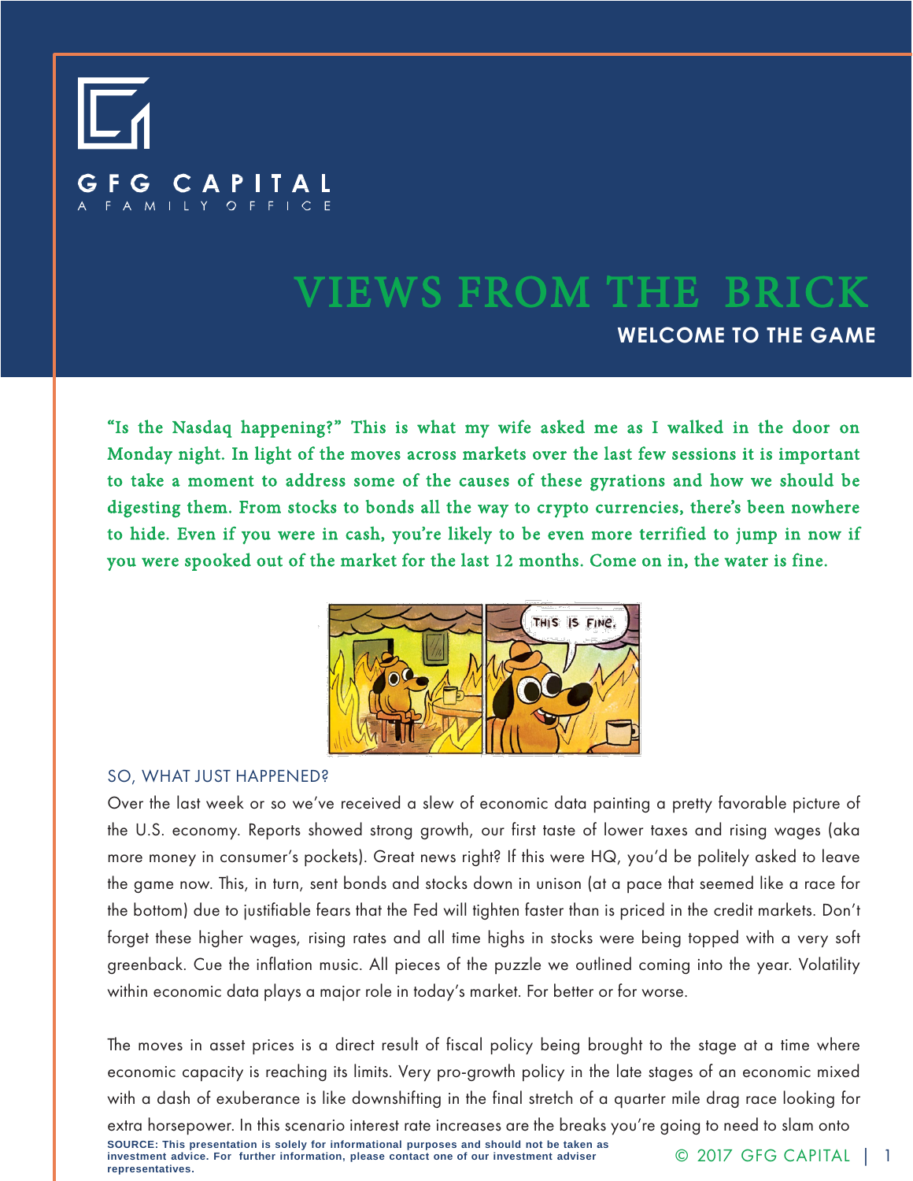GFG CAPITAL

A FAMILY OFFICE

# VIEWS FROM THE BRICK

## WELCOME TO THE GAME

**"Is the Nasdaq happening?" This is what my wife asked me as I walked in the door on Monday night. In light of the moves across markets over the last few sessions it is important to take a moment to address some of the causes of these gyrations and how we should be digesting them. From stocks to bonds all the way to crypto currencies, there's been nowhere to hide. Even if you were in cash, you're likely to be even more terrified to jump in now if you were spooked out of the market for the last 12 months. Come on in, the water is fine.**

### SO, WHAT JUST HAPPENED?

Over the last week or so we've received a slew of economic data painting a pretty favorable picture of the U.S. economy. Reports showed strong growth, our first taste of lower taxes and rising wages (aka more money in consumer's pockets). Great news right? If this were HQ, you'd be politely asked to leave the game now. This, in turn, sent bonds and stocks down in unison (at a pace that seemed like a race for the bottom) due to justifiable fears that the Fed will tighten faster than is priced in the credit markets. Don't forget these higher wages, rising rates and all time highs in stocks were being topped with a very soft greenback. Cue the inflation music. All pieces of the puzzle we outlined coming into the year. Volatility within economic data plays a major role in today's market. For better or for worse.

The moves in asset prices is a direct result of fiscal policy being brought to the stage at a time where economic capacity is reaching its limits. Very pro-growth policy in the late stages of an economic mixed with a dash of exuberance is like downshifting in the final stretch of a quarter mile drag race looking for extra horsepower. In this scenario interest rate increases are the breaks you're going to need to slam onto

SOURCE: This presentation is solely for informational purposes and should not be taken as investment advice. For further information, please contact one of our investment adviser representatives.

© 2017 GFG CAPITAL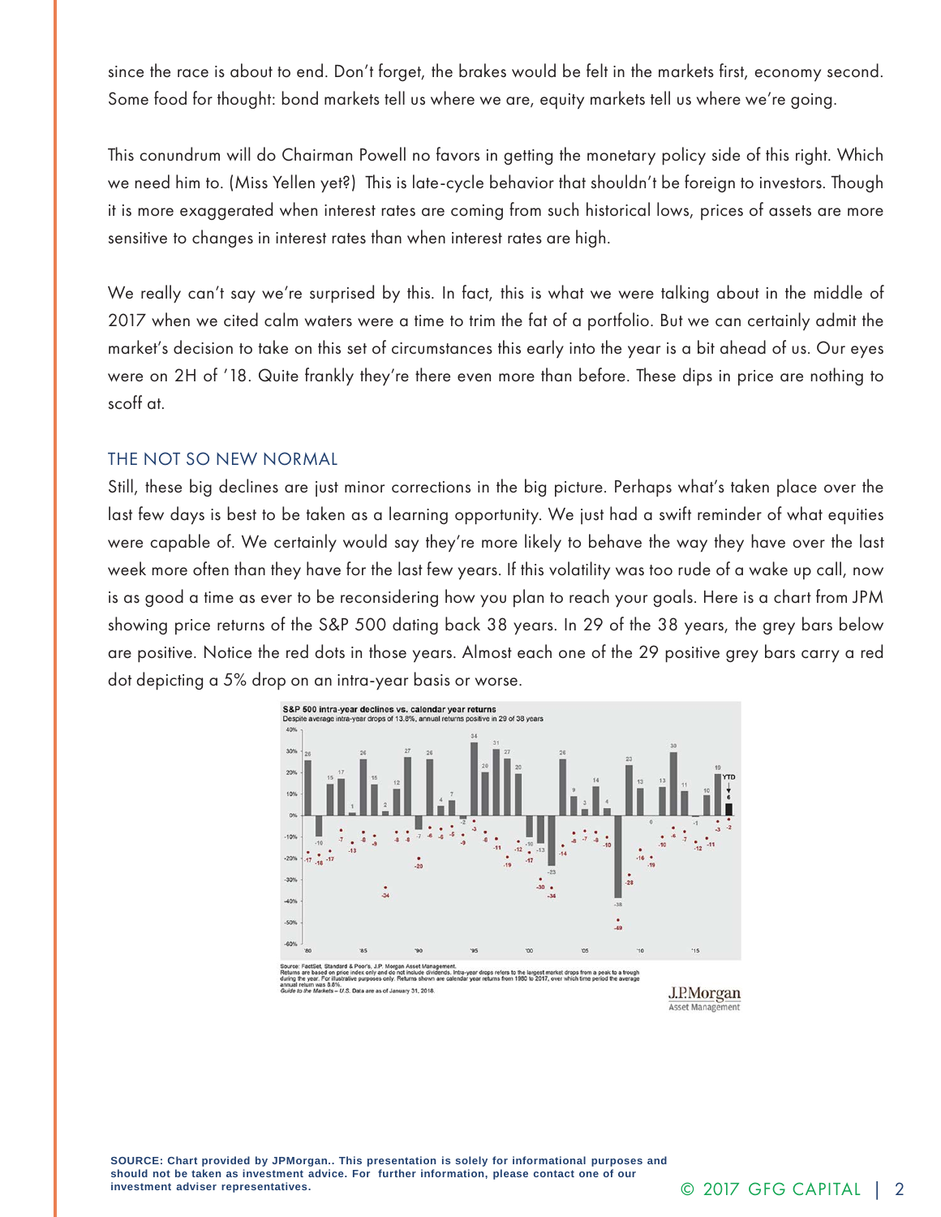since the race is about to end. Don't forget, the brakes would be felt in the markets first, economy second. Some food for thought: bond markets tell us where we are, equity markets tell us where we're going.

This conundrum will do Chairman Powell no favors in getting the monetary policy side of this right. Which we need him to. (Miss Yellen yet?) This is late-cycle behavior that shouldn't be foreign to investors. Though it is more exaggerated when interest rates are coming from such historical lows, prices of assets are more sensitive to changes in interest rates than when interest rates are high.

We really can't say we're surprised by this. In fact, this is what we were talking about in the middle of 2017 when we cited calm waters were a time to trim the fat of a portfolio. But we can certainly admit the market's decision to take on this set of circumstances this early into the year is a bit ahead of us. Our eyes were on 2H of '18. Quite frankly they're there even more than before. These dips in price are nothing to scoff at.

## THE NOT SO NEW NORMAL

Still, these big declines are just minor corrections in the big picture. Perhaps what's taken place over the last few days is best to be taken as a learning opportunity. We just had a swift reminder of what equities were capable of. We certainly would say they're more likely to behave the way they have over the last week more often than they have for the last few years. If this volatility was too rude of a wake up call, now is as good a time as ever to be reconsidering how you plan to reach your goals. Here is a chart from JPM showing price returns of the S&P 500 dating back 38 years. In 29 of the 38 years, the grey bars below are positive. Notice the red dots in those years. Almost each one of the 29 positive grey bars carry a red dot depicting a 5% drop on an intra-year basis or worse.

**S&P 500 intra-year declines vs. calendar year returns**

Despite average intra-year drops of 13.8%, annual returns positive in 29 of 38 years

Source: FactSet, Standard & Poor's, J.P. Morgan Asset Management.
Returns are based on price index only and do not include dividends. Intra-year drops refers to the largest market drops from a peak to a trough during the year. For illustrative purposes only. Returns shown are calendar year returns from 1980 to 2017, over which time period the average annual return was 8.8%.
*Guide to the Markets – U.S.* Data are as of January 31, 2018.

J.P.Morgan Asset Management

**SOURCE: Chart provided by JPMorgan.. This presentation is solely for informational purposes and should not be taken as investment advice. For further information, please contact one of our investment adviser representatives.**

© 2017 GFG CAPITAL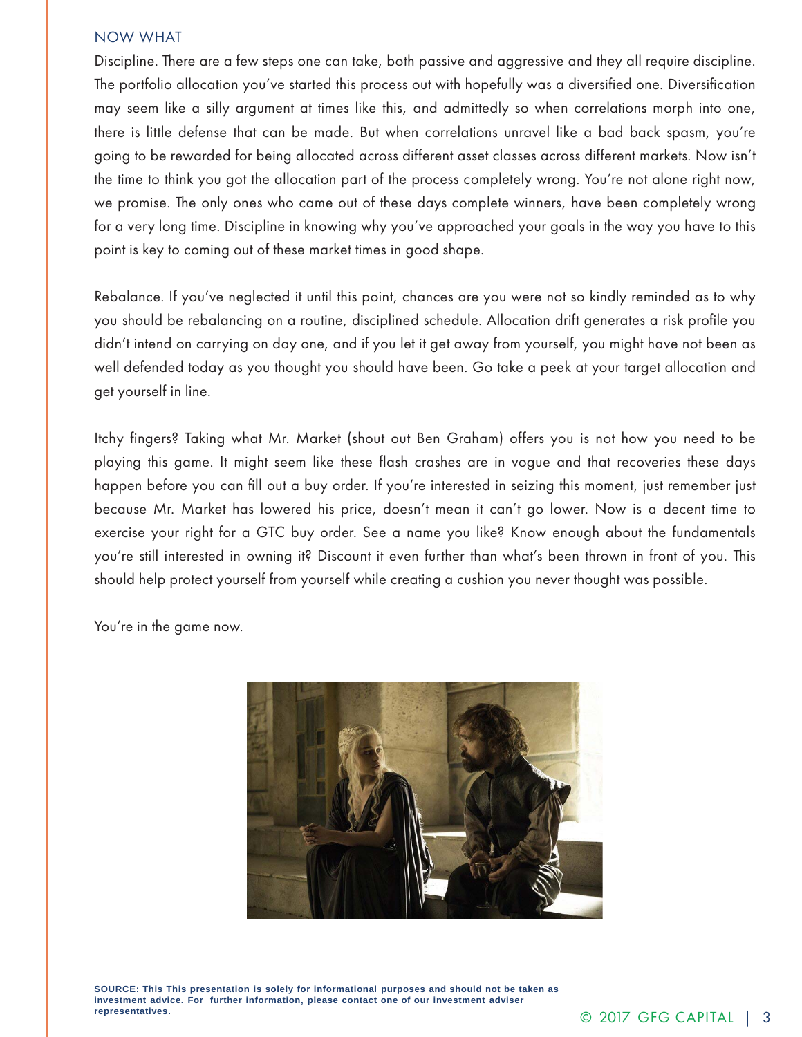## NOW WHAT

Discipline. There are a few steps one can take, both passive and aggressive and they all require discipline. The portfolio allocation you've started this process out with hopefully was a diversified one. Diversification may seem like a silly argument at times like this, and admittedly so when correlations morph into one, there is little defense that can be made. But when correlations unravel like a bad back spasm, you're going to be rewarded for being allocated across different asset classes across different markets. Now isn't the time to think you got the allocation part of the process completely wrong. You're not alone right now, we promise. The only ones who came out of these days complete winners, have been completely wrong for a very long time. Discipline in knowing why you've approached your goals in the way you have to this point is key to coming out of these market times in good shape.

Rebalance. If you've neglected it until this point, chances are you were not so kindly reminded as to why you should be rebalancing on a routine, disciplined schedule. Allocation drift generates a risk profile you didn't intend on carrying on day one, and if you let it get away from yourself, you might have not been as well defended today as you thought you should have been. Go take a peek at your target allocation and get yourself in line.

Itchy fingers? Taking what Mr. Market (shout out Ben Graham) offers you is not how you need to be playing this game. It might seem like these flash crashes are in vogue and that recoveries these days happen before you can fill out a buy order. If you're interested in seizing this moment, just remember just because Mr. Market has lowered his price, doesn't mean it can't go lower. Now is a decent time to exercise your right for a GTC buy order. See a name you like? Know enough about the fundamentals you're still interested in owning it? Discount it even further than what's been thrown in front of you. This should help protect yourself from yourself while creating a cushion you never thought was possible.

You're in the game now.

**SOURCE: This This presentation is solely for informational purposes and should not be taken as investment advice. For further information, please contact one of our investment adviser representatives.**

© 2017 GFG CAPITAL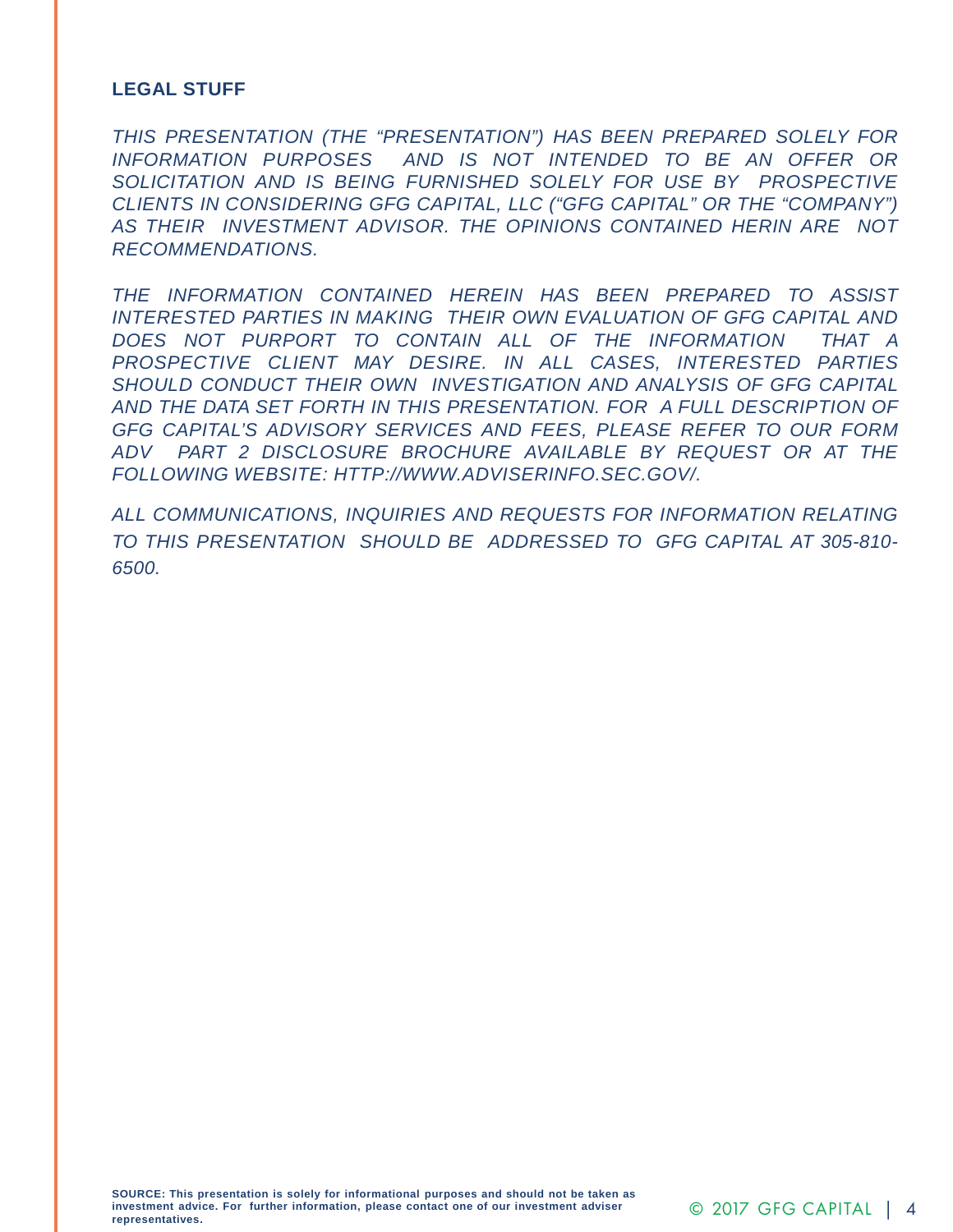## LEGAL STUFF

*THIS PRESENTATION (THE "PRESENTATION") HAS BEEN PREPARED SOLELY FOR INFORMATION PURPOSES AND IS NOT INTENDED TO BE AN OFFER OR SOLICITATION AND IS BEING FURNISHED SOLELY FOR USE BY PROSPECTIVE CLIENTS IN CONSIDERING GFG CAPITAL, LLC ("GFG CAPITAL" OR THE "COMPANY") AS THEIR INVESTMENT ADVISOR. THE OPINIONS CONTAINED HERIN ARE NOT RECOMMENDATIONS.*

*THE INFORMATION CONTAINED HEREIN HAS BEEN PREPARED TO ASSIST INTERESTED PARTIES IN MAKING THEIR OWN EVALUATION OF GFG CAPITAL AND DOES NOT PURPORT TO CONTAIN ALL OF THE INFORMATION THAT A PROSPECTIVE CLIENT MAY DESIRE. IN ALL CASES, INTERESTED PARTIES SHOULD CONDUCT THEIR OWN INVESTIGATION AND ANALYSIS OF GFG CAPITAL AND THE DATA SET FORTH IN THIS PRESENTATION. FOR A FULL DESCRIPTION OF GFG CAPITAL'S ADVISORY SERVICES AND FEES, PLEASE REFER TO OUR FORM ADV PART 2 DISCLOSURE BROCHURE AVAILABLE BY REQUEST OR AT THE FOLLOWING WEBSITE: HTTP://WWW.ADVISERINFO.SEC.GOV/.*

*ALL COMMUNICATIONS, INQUIRIES AND REQUESTS FOR INFORMATION RELATING TO THIS PRESENTATION SHOULD BE ADDRESSED TO GFG CAPITAL AT 305-810-6500.*

**SOURCE: This presentation is solely for informational purposes and should not be taken as investment advice. For further information, please contact one of our investment adviser representatives.**

© 2017 GFG CAPITAL